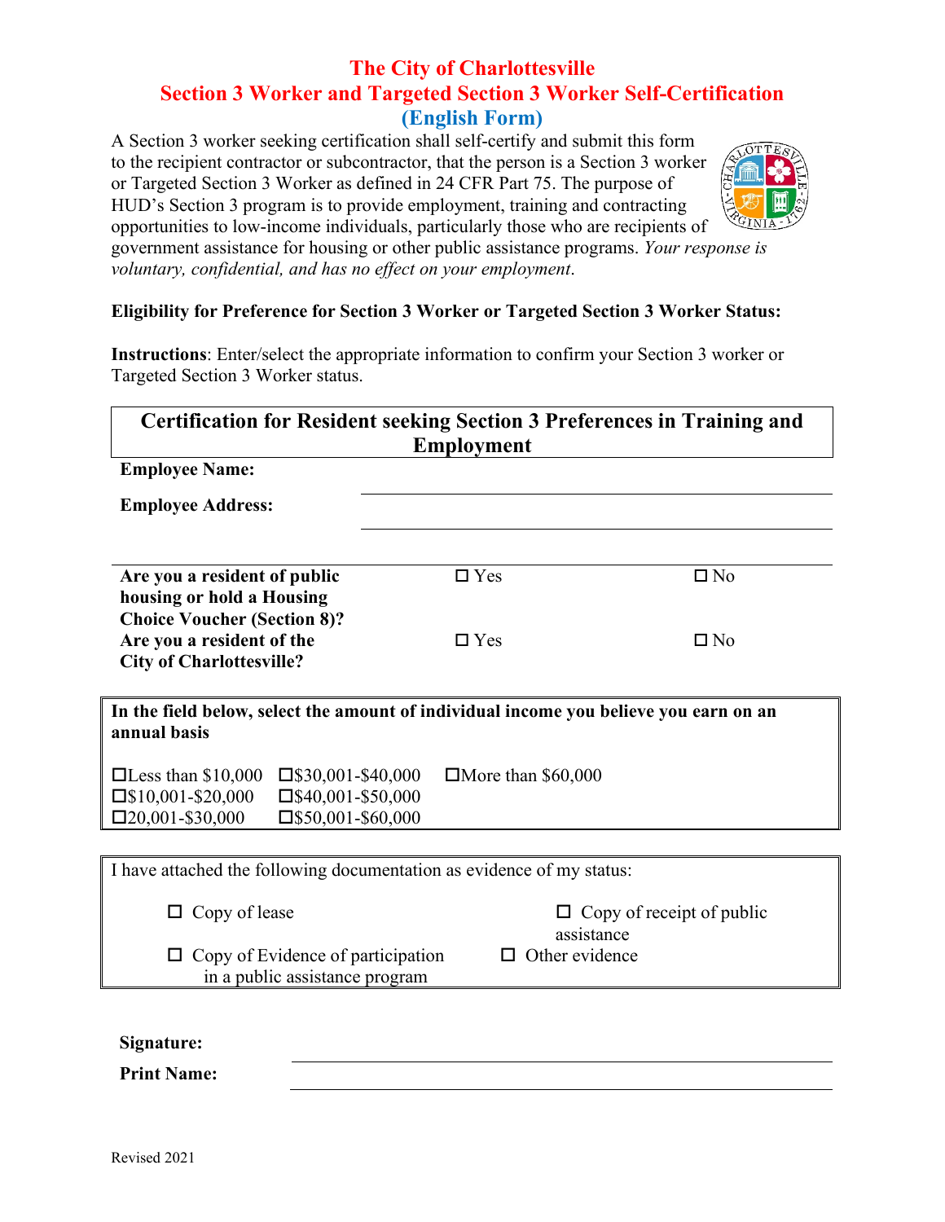# The City of Charlottesville
## Section 3 Worker and Targeted Section 3 Worker Self-Certification
### (English Form)

A Section 3 worker seeking certification shall self-certify and submit this form to the recipient contractor or subcontractor, that the person is a Section 3 worker or Targeted Section 3 Worker as defined in 24 CFR Part 75. The purpose of HUD's Section 3 program is to provide employment, training and contracting opportunities to low-income individuals, particularly those who are recipients of government assistance for housing or other public assistance programs. *Your response is voluntary, confidential, and has no effect on your employment.*

**Eligibility for Preference for Section 3 Worker or Targeted Section 3 Worker Status:**

**Instructions**: Enter/select the appropriate information to confirm your Section 3 worker or Targeted Section 3 Worker status.

**Certification for Resident seeking Section 3 Preferences in Training and Employment**

**Employee Name:** ______________________________

**Employee Address:** ______________________________

______________________________

| | | |
|---|---|---|
| **Are you a resident of public housing or hold a Housing Choice Voucher (Section 8)?** | ☐ Yes | ☐ No |
| **Are you a resident of the City of Charlottesville?** | ☐ Yes | ☐ No |

**In the field below, select the amount of individual income you believe you earn on an annual basis**

| | | |
|---|---|---|
| ☐Less than $10,000 | ☐$30,001-$40,000 | ☐More than $60,000 |
| ☐$10,001-$20,000 | ☐$40,001-$50,000 | |
| ☐20,001-$30,000 | ☐$50,001-$60,000 | |

I have attached the following documentation as evidence of my status:

- ☐ Copy of lease
- ☐ Copy of receipt of public assistance
- ☐ Copy of Evidence of participation in a public assistance program
- ☐ Other evidence

**Signature:** ______________________________

**Print Name:** ______________________________

Revised 2021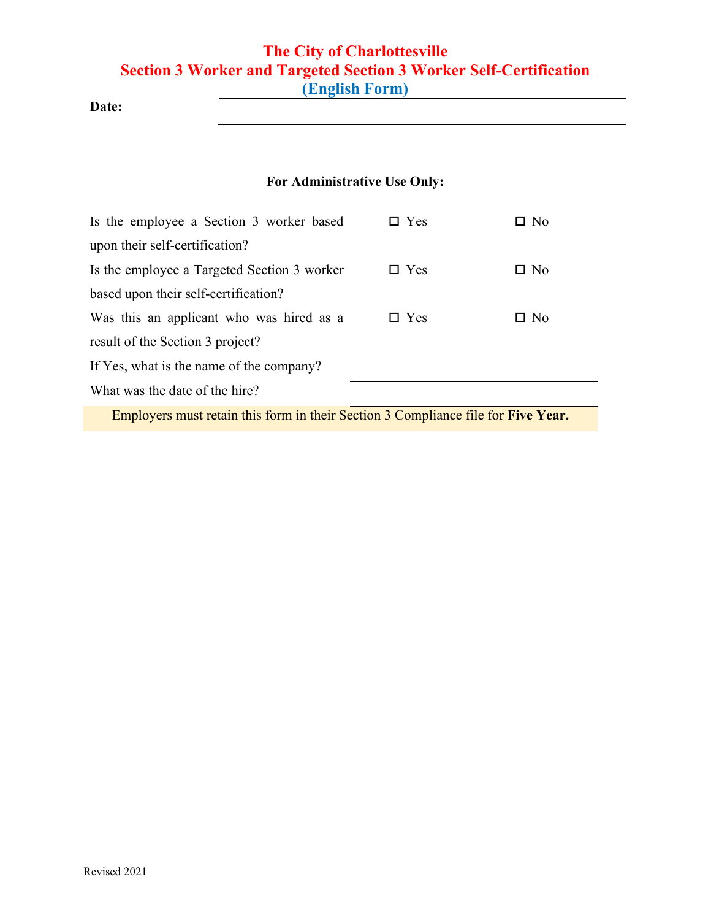# The City of Charlottesville
## Section 3 Worker and Targeted Section 3 Worker Self-Certification
### (English Form)

**Date:** ______________________

**For Administrative Use Only:**

| | | |
|---|---|---|
| Is the employee a Section 3 worker based upon their self-certification? | ☐ Yes | ☐ No |
| Is the employee a Targeted Section 3 worker based upon their self-certification? | ☐ Yes | ☐ No |
| Was this an applicant who was hired as a result of the Section 3 project? | ☐ Yes | ☐ No |

If Yes, what is the name of the company? ______________________

What was the date of the hire? ______________________

Employers must retain this form in their Section 3 Compliance file for **Five Year.**

Revised 2021